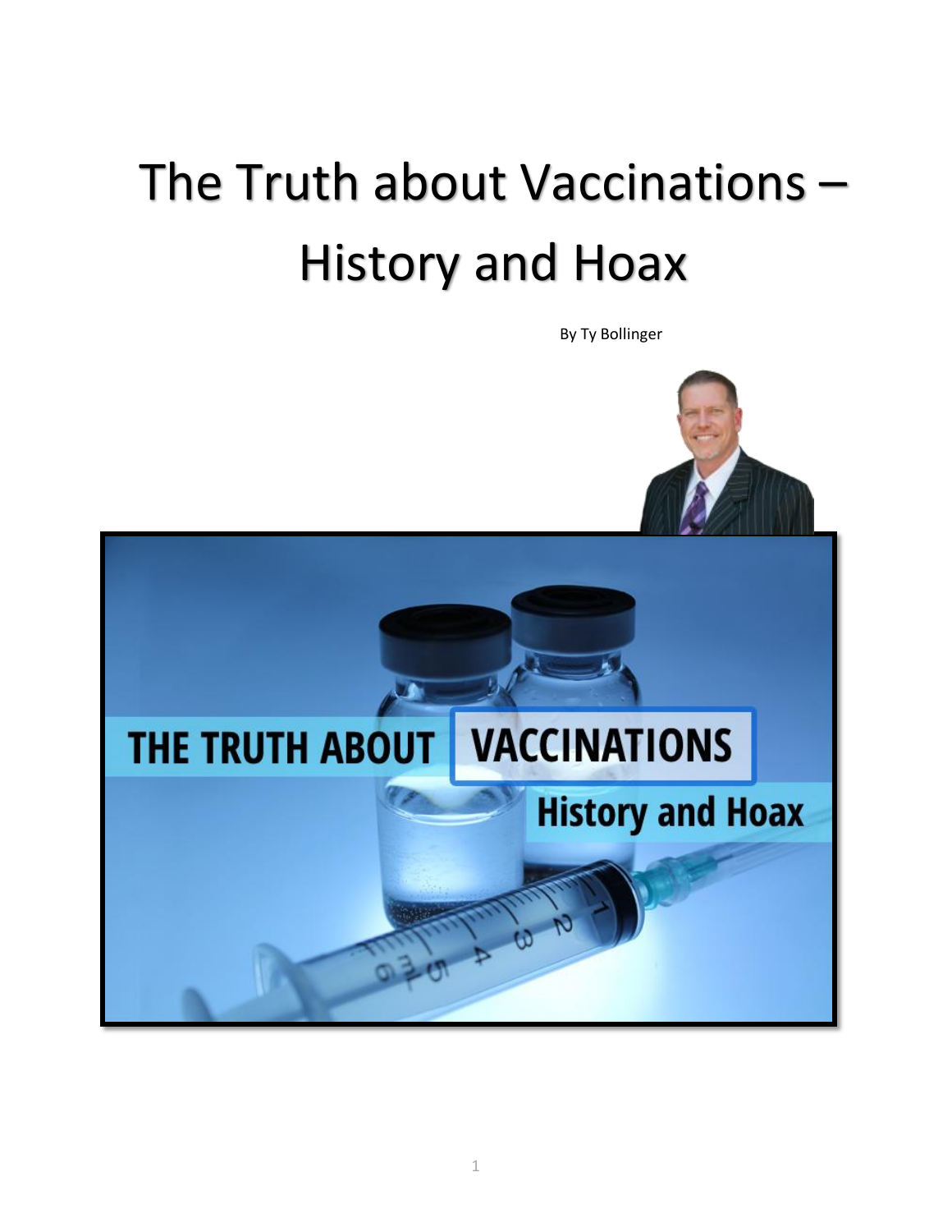# The Truth about Vaccinations – History and Hoax

By Ty Bollinger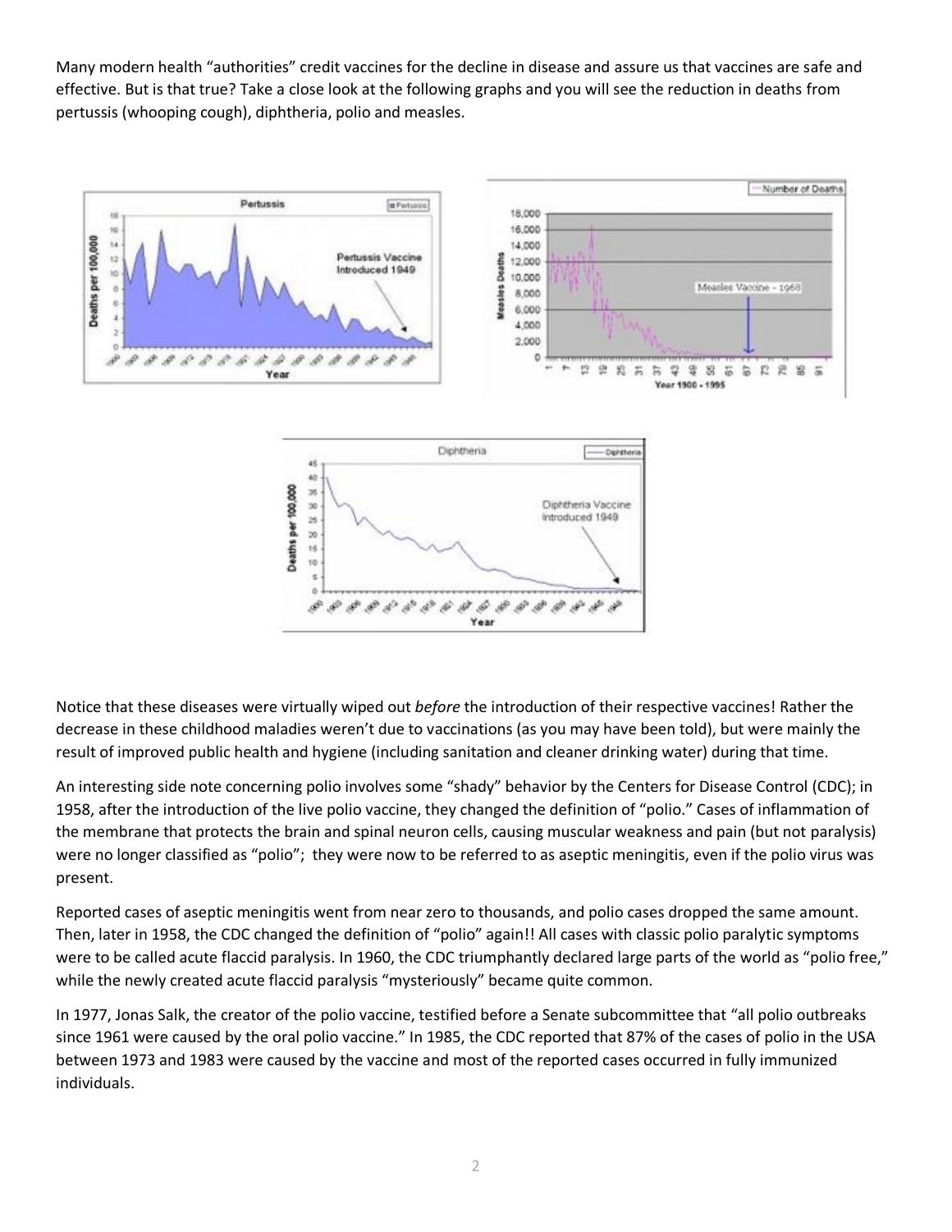Many modern health "authorities" credit vaccines for the decline in disease and assure us that vaccines are safe and effective. But is that true? Take a close look at the following graphs and you will see the reduction in deaths from pertussis (whooping cough), diphtheria, polio and measles.

Notice that these diseases were virtually wiped out *before* the introduction of their respective vaccines! Rather the decrease in these childhood maladies weren't due to vaccinations (as you may have been told), but were mainly the result of improved public health and hygiene (including sanitation and cleaner drinking water) during that time.

An interesting side note concerning polio involves some "shady" behavior by the Centers for Disease Control (CDC); in 1958, after the introduction of the live polio vaccine, they changed the definition of "polio." Cases of inflammation of the membrane that protects the brain and spinal neuron cells, causing muscular weakness and pain (but not paralysis) were no longer classified as "polio"; they were now to be referred to as aseptic meningitis, even if the polio virus was present.

Reported cases of aseptic meningitis went from near zero to thousands, and polio cases dropped the same amount. Then, later in 1958, the CDC changed the definition of "polio" again!! All cases with classic polio paralytic symptoms were to be called acute flaccid paralysis. In 1960, the CDC triumphantly declared large parts of the world as "polio free," while the newly created acute flaccid paralysis "mysteriously" became quite common.

In 1977, Jonas Salk, the creator of the polio vaccine, testified before a Senate subcommittee that "all polio outbreaks since 1961 were caused by the oral polio vaccine." In 1985, the CDC reported that 87% of the cases of polio in the USA between 1973 and 1983 were caused by the vaccine and most of the reported cases occurred in fully immunized individuals.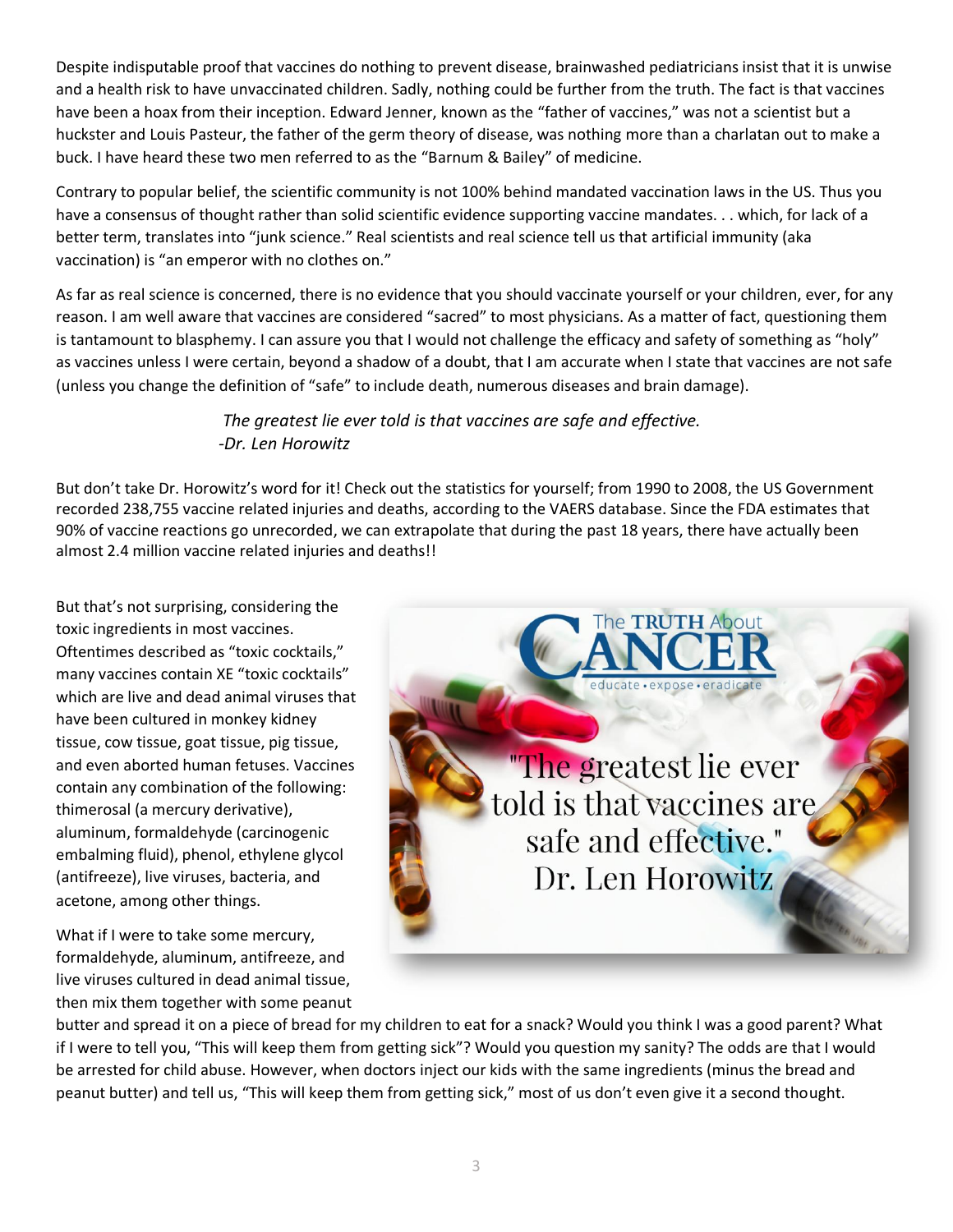Despite indisputable proof that vaccines do nothing to prevent disease, brainwashed pediatricians insist that it is unwise and a health risk to have unvaccinated children. Sadly, nothing could be further from the truth. The fact is that vaccines have been a hoax from their inception. Edward Jenner, known as the "father of vaccines," was not a scientist but a huckster and Louis Pasteur, the father of the germ theory of disease, was nothing more than a charlatan out to make a buck. I have heard these two men referred to as the "Barnum & Bailey" of medicine.

Contrary to popular belief, the scientific community is not 100% behind mandated vaccination laws in the US. Thus you have a consensus of thought rather than solid scientific evidence supporting vaccine mandates. . . which, for lack of a better term, translates into "junk science." Real scientists and real science tell us that artificial immunity (aka vaccination) is "an emperor with no clothes on."

As far as real science is concerned, there is no evidence that you should vaccinate yourself or your children, ever, for any reason. I am well aware that vaccines are considered "sacred" to most physicians. As a matter of fact, questioning them is tantamount to blasphemy. I can assure you that I would not challenge the efficacy and safety of something as "holy" as vaccines unless I were certain, beyond a shadow of a doubt, that I am accurate when I state that vaccines are not safe (unless you change the definition of "safe" to include death, numerous diseases and brain damage).

> *The greatest lie ever told is that vaccines are safe and effective.*
> *-Dr. Len Horowitz*

But don't take Dr. Horowitz's word for it! Check out the statistics for yourself; from 1990 to 2008, the US Government recorded 238,755 vaccine related injuries and deaths, according to the VAERS database. Since the FDA estimates that 90% of vaccine reactions go unrecorded, we can extrapolate that during the past 18 years, there have actually been almost 2.4 million vaccine related injuries and deaths!!

But that's not surprising, considering the toxic ingredients in most vaccines. Oftentimes described as "toxic cocktails," many vaccines contain XE "toxic cocktails" which are live and dead animal viruses that have been cultured in monkey kidney tissue, cow tissue, goat tissue, pig tissue, and even aborted human fetuses. Vaccines contain any combination of the following: thimerosal (a mercury derivative), aluminum, formaldehyde (carcinogenic embalming fluid), phenol, ethylene glycol (antifreeze), live viruses, bacteria, and acetone, among other things.

The TRUTH About CANCER
educate • expose • eradicate

"The greatest lie ever told is that vaccines are safe and effective."
Dr. Len Horowitz

What if I were to take some mercury, formaldehyde, aluminum, antifreeze, and live viruses cultured in dead animal tissue, then mix them together with some peanut butter and spread it on a piece of bread for my children to eat for a snack? Would you think I was a good parent? What if I were to tell you, "This will keep them from getting sick"? Would you question my sanity? The odds are that I would be arrested for child abuse. However, when doctors inject our kids with the same ingredients (minus the bread and peanut butter) and tell us, "This will keep them from getting sick," most of us don't even give it a second thought.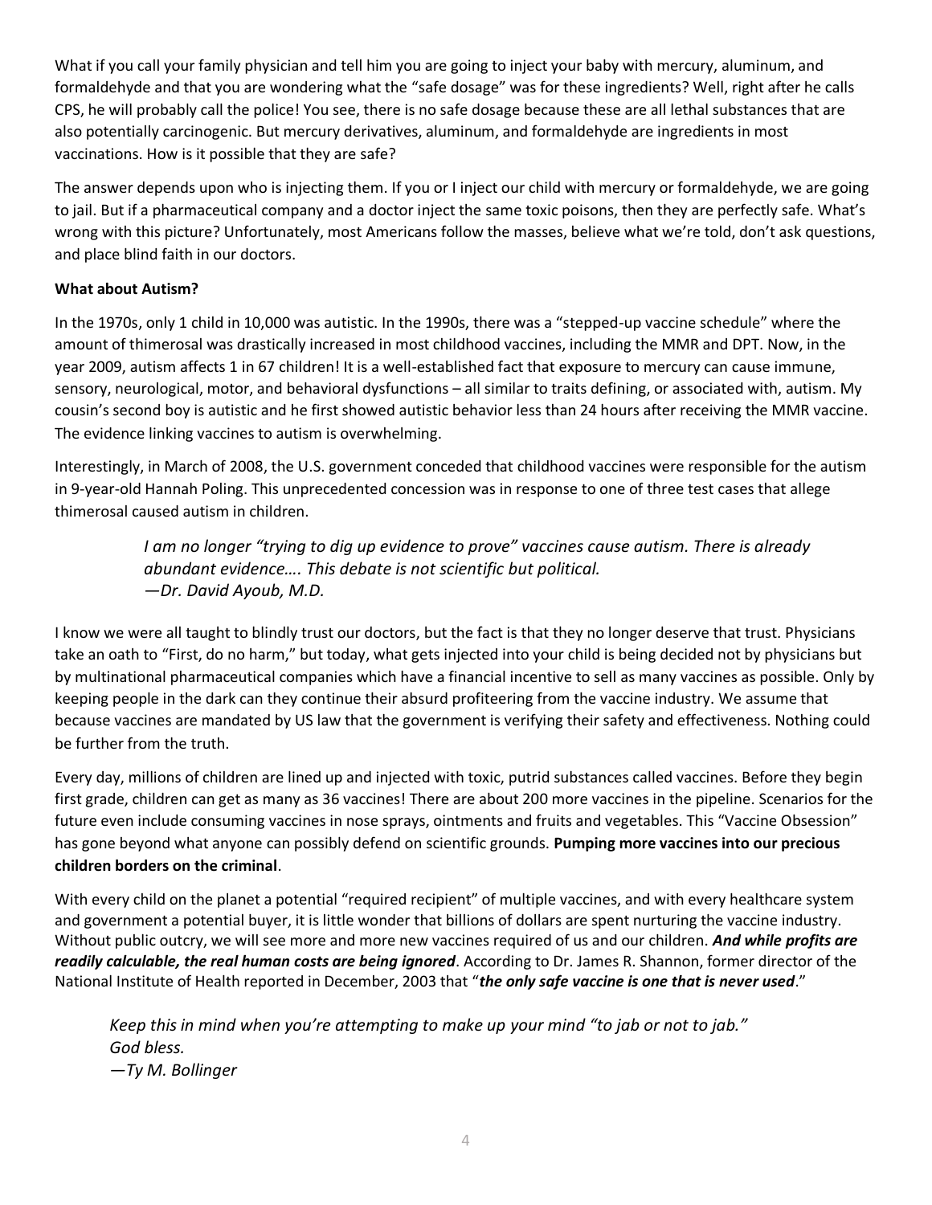What if you call your family physician and tell him you are going to inject your baby with mercury, aluminum, and formaldehyde and that you are wondering what the "safe dosage" was for these ingredients? Well, right after he calls CPS, he will probably call the police! You see, there is no safe dosage because these are all lethal substances that are also potentially carcinogenic. But mercury derivatives, aluminum, and formaldehyde are ingredients in most vaccinations. How is it possible that they are safe?

The answer depends upon who is injecting them. If you or I inject our child with mercury or formaldehyde, we are going to jail. But if a pharmaceutical company and a doctor inject the same toxic poisons, then they are perfectly safe. What's wrong with this picture? Unfortunately, most Americans follow the masses, believe what we're told, don't ask questions, and place blind faith in our doctors.

**What about Autism?**

In the 1970s, only 1 child in 10,000 was autistic. In the 1990s, there was a "stepped-up vaccine schedule" where the amount of thimerosal was drastically increased in most childhood vaccines, including the MMR and DPT. Now, in the year 2009, autism affects 1 in 67 children! It is a well-established fact that exposure to mercury can cause immune, sensory, neurological, motor, and behavioral dysfunctions – all similar to traits defining, or associated with, autism. My cousin's second boy is autistic and he first showed autistic behavior less than 24 hours after receiving the MMR vaccine. The evidence linking vaccines to autism is overwhelming.

Interestingly, in March of 2008, the U.S. government conceded that childhood vaccines were responsible for the autism in 9-year-old Hannah Poling. This unprecedented concession was in response to one of three test cases that allege thimerosal caused autism in children.

> *I am no longer "trying to dig up evidence to prove" vaccines cause autism. There is already abundant evidence…. This debate is not scientific but political.*
> *—Dr. David Ayoub, M.D.*

I know we were all taught to blindly trust our doctors, but the fact is that they no longer deserve that trust. Physicians take an oath to "First, do no harm," but today, what gets injected into your child is being decided not by physicians but by multinational pharmaceutical companies which have a financial incentive to sell as many vaccines as possible. Only by keeping people in the dark can they continue their absurd profiteering from the vaccine industry. We assume that because vaccines are mandated by US law that the government is verifying their safety and effectiveness. Nothing could be further from the truth.

Every day, millions of children are lined up and injected with toxic, putrid substances called vaccines. Before they begin first grade, children can get as many as 36 vaccines! There are about 200 more vaccines in the pipeline. Scenarios for the future even include consuming vaccines in nose sprays, ointments and fruits and vegetables. This "Vaccine Obsession" has gone beyond what anyone can possibly defend on scientific grounds. **Pumping more vaccines into our precious children borders on the criminal**.

With every child on the planet a potential "required recipient" of multiple vaccines, and with every healthcare system and government a potential buyer, it is little wonder that billions of dollars are spent nurturing the vaccine industry. Without public outcry, we will see more and more new vaccines required of us and our children. ***And while profits are readily calculable, the real human costs are being ignored***. According to Dr. James R. Shannon, former director of the National Institute of Health reported in December, 2003 that "***the only safe vaccine is one that is never used***."

*Keep this in mind when you're attempting to make up your mind "to jab or not to jab."*
*God bless.*
*—Ty M. Bollinger*